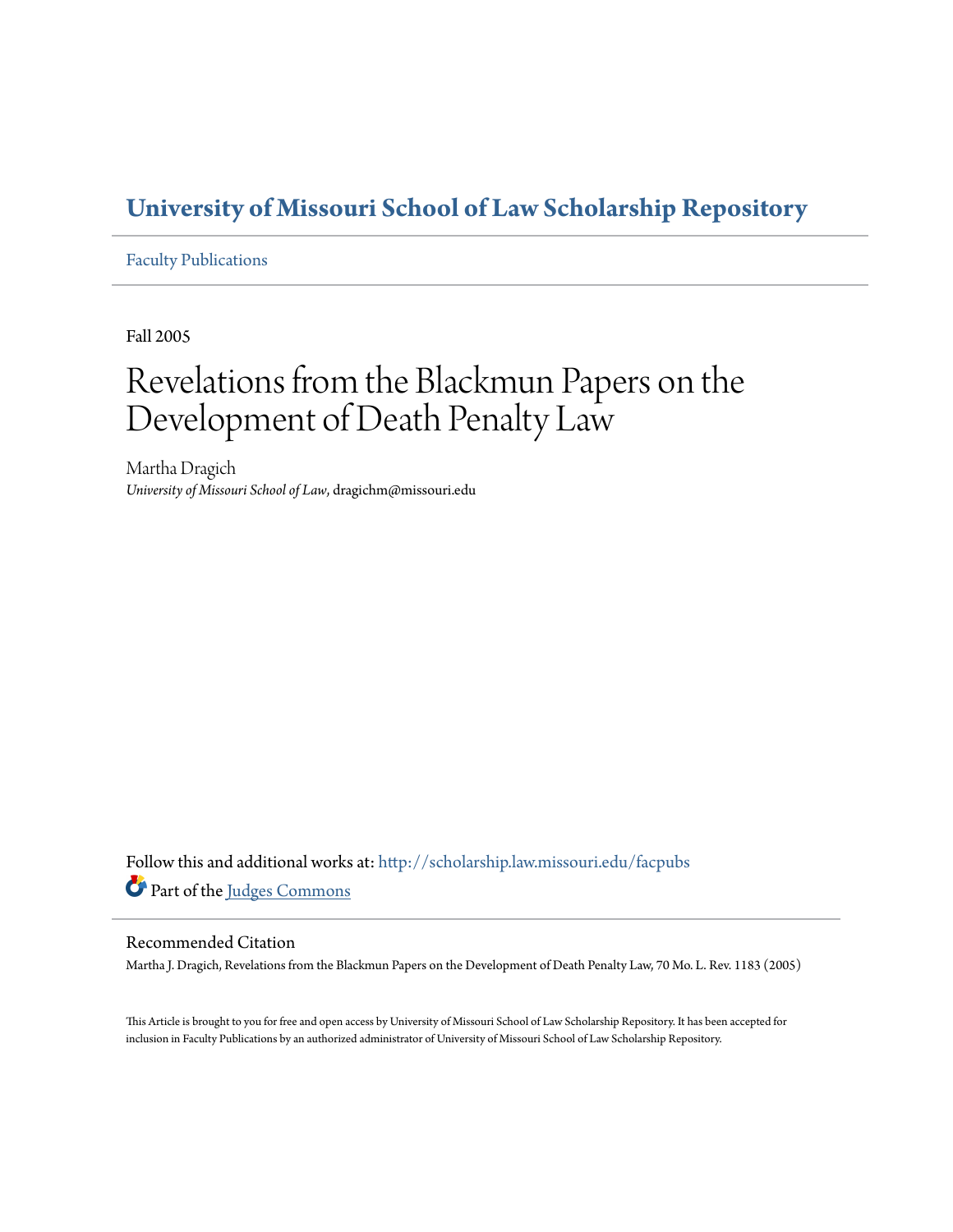# University of Missouri School of Law Scholarship Repository

Faculty Publications

Fall 2005

# Revelations from the Blackmun Papers on the Development of Death Penalty Law

Martha Dragich
*University of Missouri School of Law*, dragichm@missouri.edu

Follow this and additional works at: http://scholarship.law.missouri.edu/facpubs

Part of the Judges Commons

## Recommended Citation

Martha J. Dragich, Revelations from the Blackmun Papers on the Development of Death Penalty Law, 70 Mo. L. Rev. 1183 (2005)

This Article is brought to you for free and open access by University of Missouri School of Law Scholarship Repository. It has been accepted for inclusion in Faculty Publications by an authorized administrator of University of Missouri School of Law Scholarship Repository.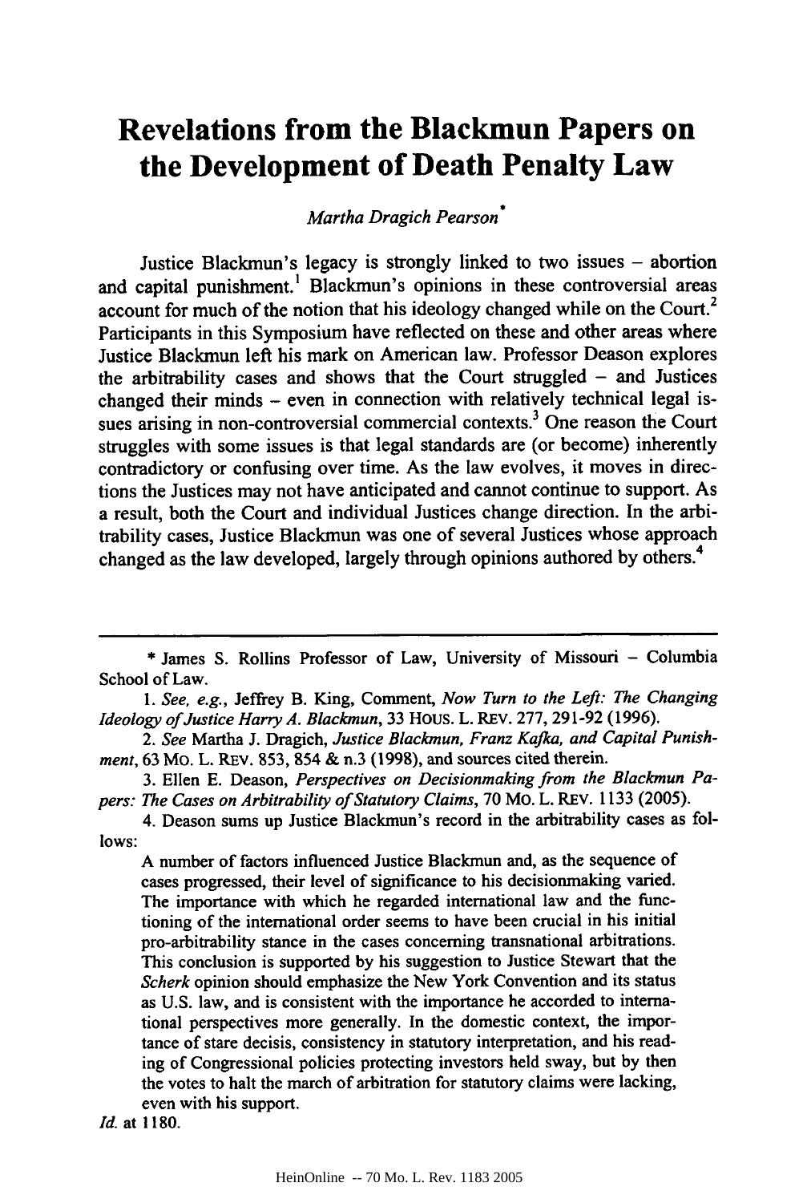# Revelations from the Blackmun Papers on the Development of Death Penalty Law

*Martha Dragich Pearson*[*]

Justice Blackmun's legacy is strongly linked to two issues – abortion and capital punishment.[1] Blackmun's opinions in these controversial areas account for much of the notion that his ideology changed while on the Court.[2] Participants in this Symposium have reflected on these and other areas where Justice Blackmun left his mark on American law. Professor Deason explores the arbitrability cases and shows that the Court struggled – and Justices changed their minds – even in connection with relatively technical legal issues arising in non-controversial commercial contexts.[3] One reason the Court struggles with some issues is that legal standards are (or become) inherently contradictory or confusing over time. As the law evolves, it moves in directions the Justices may not have anticipated and cannot continue to support. As a result, both the Court and individual Justices change direction. In the arbitrability cases, Justice Blackmun was one of several Justices whose approach changed as the law developed, largely through opinions authored by others.[4]

---

\* James S. Rollins Professor of Law, University of Missouri – Columbia School of Law.

1. *See, e.g.*, Jeffrey B. King, Comment, *Now Turn to the Left: The Changing Ideology of Justice Harry A. Blackmun*, 33 HOUS. L. REV. 277, 291-92 (1996).

2. *See* Martha J. Dragich, *Justice Blackmun, Franz Kafka, and Capital Punishment*, 63 MO. L. REV. 853, 854 & n.3 (1998), and sources cited therein.

3. Ellen E. Deason, *Perspectives on Decisionmaking from the Blackmun Papers: The Cases on Arbitrability of Statutory Claims*, 70 MO. L. REV. 1133 (2005).

4. Deason sums up Justice Blackmun's record in the arbitrability cases as follows:

> A number of factors influenced Justice Blackmun and, as the sequence of cases progressed, their level of significance to his decisionmaking varied. The importance with which he regarded international law and the functioning of the international order seems to have been crucial in his initial pro-arbitrability stance in the cases concerning transnational arbitrations. This conclusion is supported by his suggestion to Justice Stewart that the *Scherk* opinion should emphasize the New York Convention and its status as U.S. law, and is consistent with the importance he accorded to international perspectives more generally. In the domestic context, the importance of stare decisis, consistency in statutory interpretation, and his reading of Congressional policies protecting investors held sway, but by then the votes to halt the march of arbitration for statutory claims were lacking, even with his support.

*Id.* at 1180.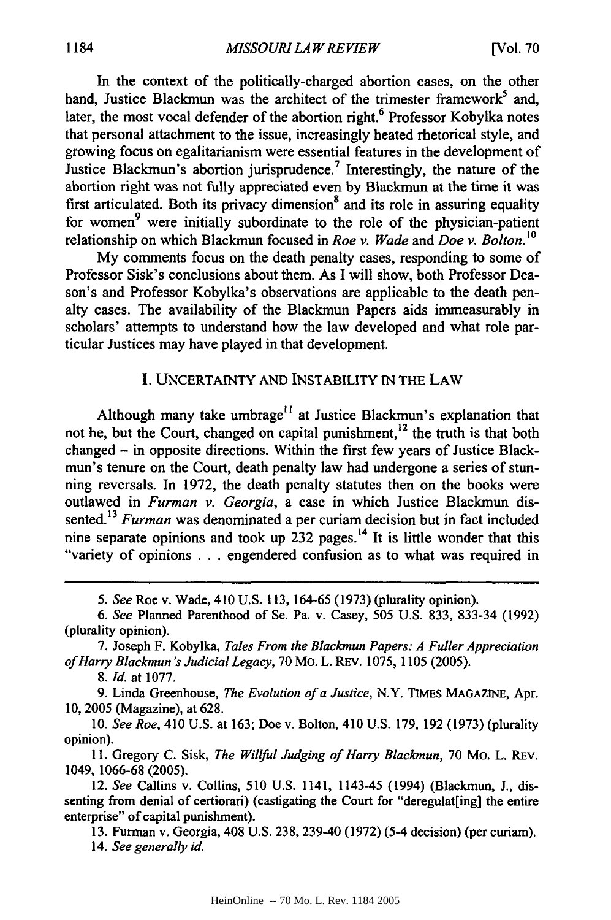In the context of the politically-charged abortion cases, on the other hand, Justice Blackmun was the architect of the trimester framework[5] and, later, the most vocal defender of the abortion right.[6] Professor Kobylka notes that personal attachment to the issue, increasingly heated rhetorical style, and growing focus on egalitarianism were essential features in the development of Justice Blackmun's abortion jurisprudence.[7] Interestingly, the nature of the abortion right was not fully appreciated even by Blackmun at the time it was first articulated. Both its privacy dimension[8] and its role in assuring equality for women[9] were initially subordinate to the role of the physician-patient relationship on which Blackmun focused in *Roe v. Wade* and *Doe v. Bolton*.[10]

My comments focus on the death penalty cases, responding to some of Professor Sisk's conclusions about them. As I will show, both Professor Deason's and Professor Kobylka's observations are applicable to the death penalty cases. The availability of the Blackmun Papers aids immeasurably in scholars' attempts to understand how the law developed and what role particular Justices may have played in that development.

## I. UNCERTAINTY AND INSTABILITY IN THE LAW

Although many take umbrage[11] at Justice Blackmun's explanation that not he, but the Court, changed on capital punishment,[12] the truth is that both changed – in opposite directions. Within the first few years of Justice Blackmun's tenure on the Court, death penalty law had undergone a series of stunning reversals. In 1972, the death penalty statutes then on the books were outlawed in *Furman v. Georgia*, a case in which Justice Blackmun dissented.[13] *Furman* was denominated a per curiam decision but in fact included nine separate opinions and took up 232 pages.[14] It is little wonder that this "variety of opinions . . . engendered confusion as to what was required in

---

5. *See* Roe v. Wade, 410 U.S. 113, 164-65 (1973) (plurality opinion).

6. *See* Planned Parenthood of Se. Pa. v. Casey, 505 U.S. 833, 833-34 (1992) (plurality opinion).

7. Joseph F. Kobylka, *Tales From the Blackmun Papers: A Fuller Appreciation of Harry Blackmun's Judicial Legacy*, 70 MO. L. REV. 1075, 1105 (2005).

8. *Id.* at 1077.

9. Linda Greenhouse, *The Evolution of a Justice*, N.Y. TIMES MAGAZINE, Apr. 10, 2005 (Magazine), at 628.

10. *See Roe*, 410 U.S. at 163; Doe v. Bolton, 410 U.S. 179, 192 (1973) (plurality opinion).

11. Gregory C. Sisk, *The Willful Judging of Harry Blackmun*, 70 MO. L. REV. 1049, 1066-68 (2005).

12. *See* Callins v. Collins, 510 U.S. 1141, 1143-45 (1994) (Blackmun, J., dissenting from denial of certiorari) (castigating the Court for "deregulat[ing] the entire enterprise" of capital punishment).

13. Furman v. Georgia, 408 U.S. 238, 239-40 (1972) (5-4 decision) (per curiam).

14. *See generally id.*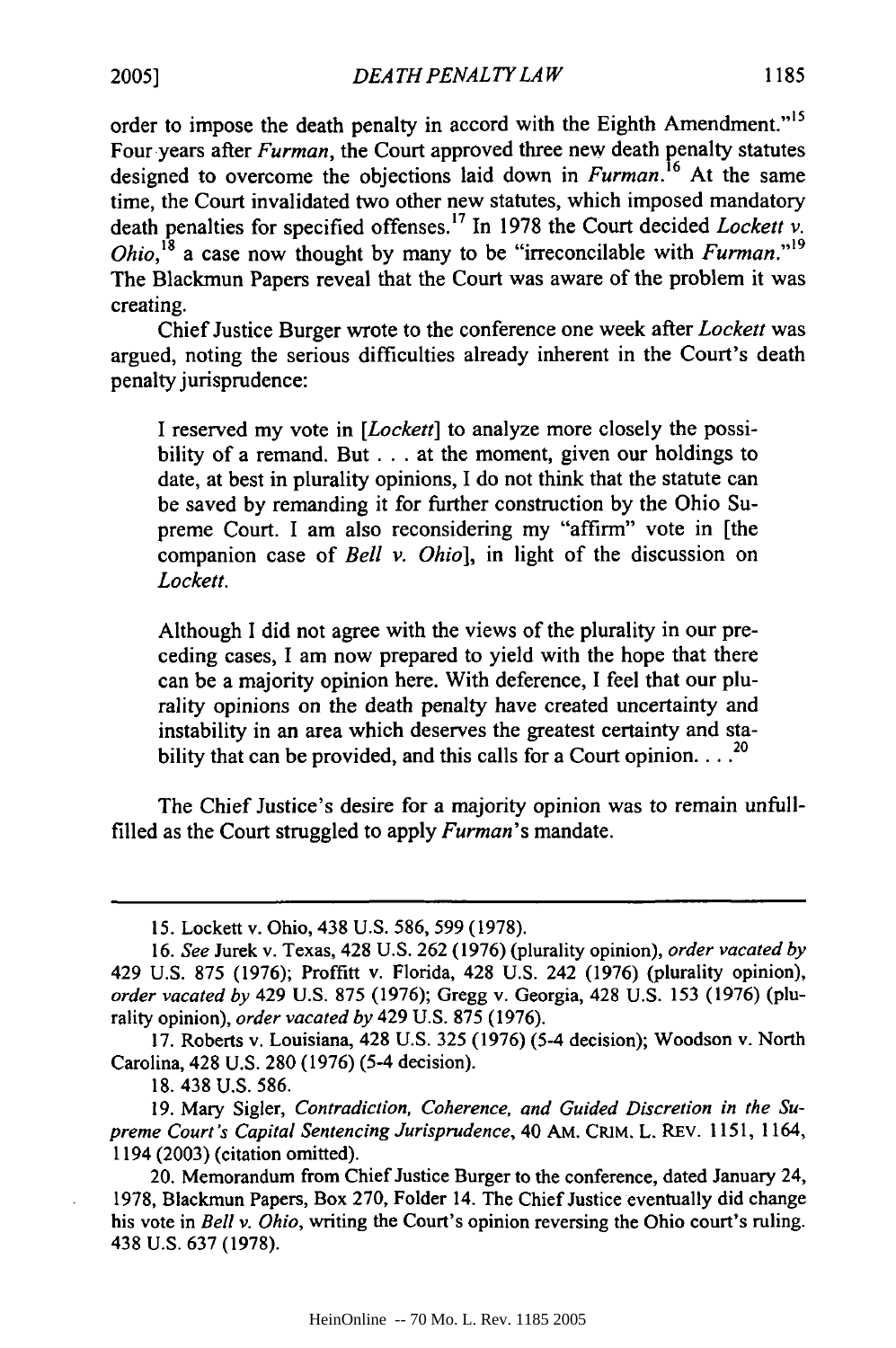order to impose the death penalty in accord with the Eighth Amendment."[15] Four years after *Furman*, the Court approved three new death penalty statutes designed to overcome the objections laid down in *Furman*.[16] At the same time, the Court invalidated two other new statutes, which imposed mandatory death penalties for specified offenses.[17] In 1978 the Court decided *Lockett v. Ohio*,[18] a case now thought by many to be "irreconcilable with *Furman*."[19] The Blackmun Papers reveal that the Court was aware of the problem it was creating.

Chief Justice Burger wrote to the conference one week after *Lockett* was argued, noting the serious difficulties already inherent in the Court's death penalty jurisprudence:

> I reserved my vote in [*Lockett*] to analyze more closely the possibility of a remand. But . . . at the moment, given our holdings to date, at best in plurality opinions, I do not think that the statute can be saved by remanding it for further construction by the Ohio Supreme Court. I am also reconsidering my "affirm" vote in [the companion case of *Bell v. Ohio*], in light of the discussion on *Lockett*.
>
> Although I did not agree with the views of the plurality in our preceding cases, I am now prepared to yield with the hope that there can be a majority opinion here. With deference, I feel that our plurality opinions on the death penalty have created uncertainty and instability in an area which deserves the greatest certainty and stability that can be provided, and this calls for a Court opinion. . . .[20]

The Chief Justice's desire for a majority opinion was to remain unfulfilled as the Court struggled to apply *Furman*'s mandate.

---

15. Lockett v. Ohio, 438 U.S. 586, 599 (1978).

16. *See* Jurek v. Texas, 428 U.S. 262 (1976) (plurality opinion), *order vacated by* 429 U.S. 875 (1976); Proffitt v. Florida, 428 U.S. 242 (1976) (plurality opinion), *order vacated by* 429 U.S. 875 (1976); Gregg v. Georgia, 428 U.S. 153 (1976) (plurality opinion), *order vacated by* 429 U.S. 875 (1976).

17. Roberts v. Louisiana, 428 U.S. 325 (1976) (5-4 decision); Woodson v. North Carolina, 428 U.S. 280 (1976) (5-4 decision).

18. 438 U.S. 586.

19. Mary Sigler, *Contradiction, Coherence, and Guided Discretion in the Supreme Court's Capital Sentencing Jurisprudence*, 40 AM. CRIM. L. REV. 1151, 1164, 1194 (2003) (citation omitted).

20. Memorandum from Chief Justice Burger to the conference, dated January 24, 1978, Blackmun Papers, Box 270, Folder 14. The Chief Justice eventually did change his vote in *Bell v. Ohio*, writing the Court's opinion reversing the Ohio court's ruling. 438 U.S. 637 (1978).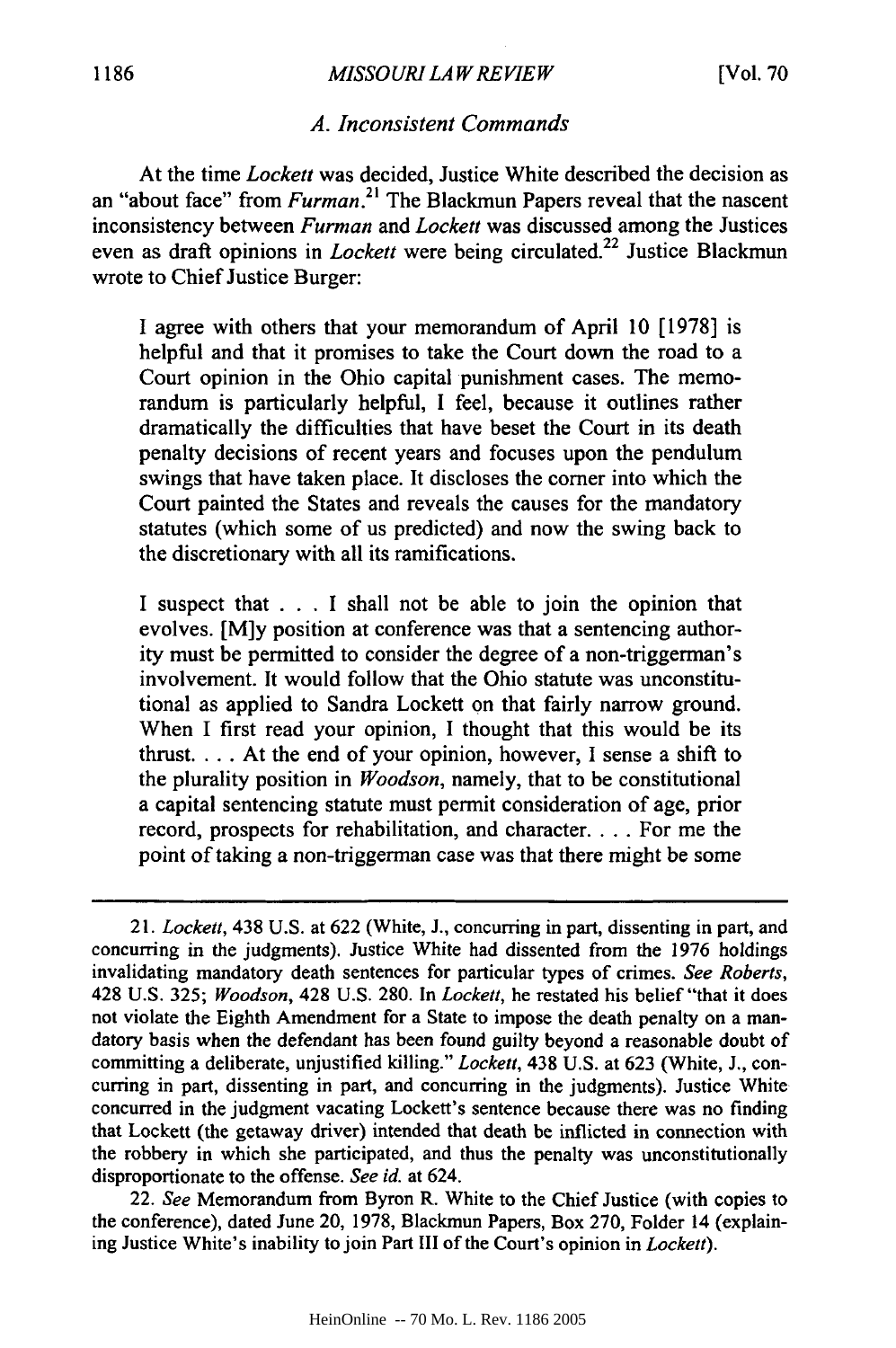### *A. Inconsistent Commands*

At the time *Lockett* was decided, Justice White described the decision as an "about face" from *Furman*.[21] The Blackmun Papers reveal that the nascent inconsistency between *Furman* and *Lockett* was discussed among the Justices even as draft opinions in *Lockett* were being circulated.[22] Justice Blackmun wrote to Chief Justice Burger:

> I agree with others that your memorandum of April 10 [1978] is helpful and that it promises to take the Court down the road to a Court opinion in the Ohio capital punishment cases. The memorandum is particularly helpful, I feel, because it outlines rather dramatically the difficulties that have beset the Court in its death penalty decisions of recent years and focuses upon the pendulum swings that have taken place. It discloses the corner into which the Court painted the States and reveals the causes for the mandatory statutes (which some of us predicted) and now the swing back to the discretionary with all its ramifications.
>
> I suspect that . . . I shall not be able to join the opinion that evolves. [M]y position at conference was that a sentencing authority must be permitted to consider the degree of a non-triggerman's involvement. It would follow that the Ohio statute was unconstitutional as applied to Sandra Lockett on that fairly narrow ground. When I first read your opinion, I thought that this would be its thrust. . . . At the end of your opinion, however, I sense a shift to the plurality position in *Woodson*, namely, that to be constitutional a capital sentencing statute must permit consideration of age, prior record, prospects for rehabilitation, and character. . . . For me the point of taking a non-triggerman case was that there might be some

---

21. *Lockett*, 438 U.S. at 622 (White, J., concurring in part, dissenting in part, and concurring in the judgments). Justice White had dissented from the 1976 holdings invalidating mandatory death sentences for particular types of crimes. *See Roberts*, 428 U.S. 325; *Woodson*, 428 U.S. 280. In *Lockett*, he restated his belief "that it does not violate the Eighth Amendment for a State to impose the death penalty on a mandatory basis when the defendant has been found guilty beyond a reasonable doubt of committing a deliberate, unjustified killing." *Lockett*, 438 U.S. at 623 (White, J., concurring in part, dissenting in part, and concurring in the judgments). Justice White concurred in the judgment vacating Lockett's sentence because there was no finding that Lockett (the getaway driver) intended that death be inflicted in connection with the robbery in which she participated, and thus the penalty was unconstitutionally disproportionate to the offense. *See id.* at 624.

22. *See* Memorandum from Byron R. White to the Chief Justice (with copies to the conference), dated June 20, 1978, Blackmun Papers, Box 270, Folder 14 (explaining Justice White's inability to join Part III of the Court's opinion in *Lockett*).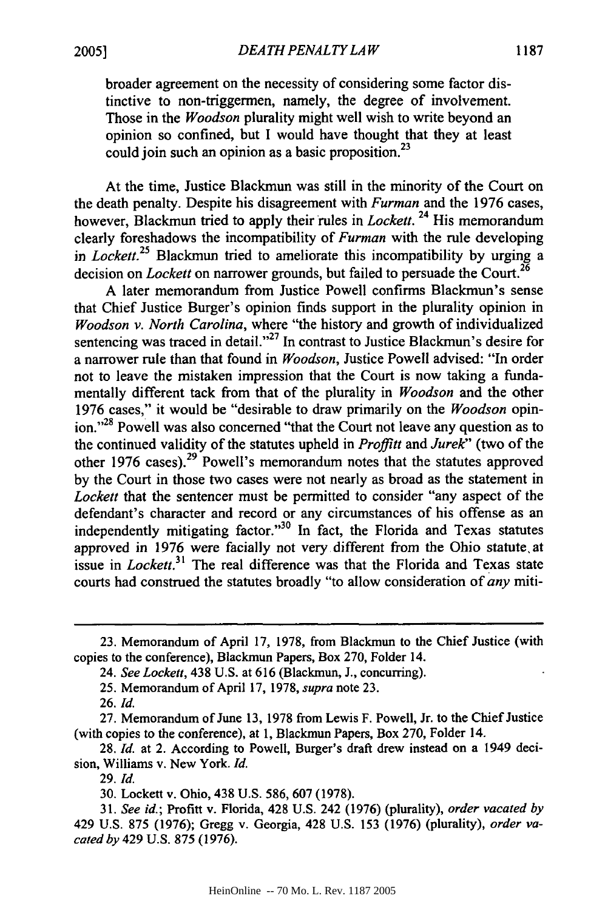broader agreement on the necessity of considering some factor distinctive to non-triggermen, namely, the degree of involvement. Those in the *Woodson* plurality might well wish to write beyond an opinion so confined, but I would have thought that they at least could join such an opinion as a basic proposition.[23]

At the time, Justice Blackmun was still in the minority of the Court on the death penalty. Despite his disagreement with *Furman* and the 1976 cases, however, Blackmun tried to apply their rules in *Lockett*.[24] His memorandum clearly foreshadows the incompatibility of *Furman* with the rule developing in *Lockett*.[25] Blackmun tried to ameliorate this incompatibility by urging a decision on *Lockett* on narrower grounds, but failed to persuade the Court.[26]

A later memorandum from Justice Powell confirms Blackmun's sense that Chief Justice Burger's opinion finds support in the plurality opinion in *Woodson v. North Carolina*, where "the history and growth of individualized sentencing was traced in detail."[27] In contrast to Justice Blackmun's desire for a narrower rule than that found in *Woodson*, Justice Powell advised: "In order not to leave the mistaken impression that the Court is now taking a fundamentally different tack from that of the plurality in *Woodson* and the other 1976 cases," it would be "desirable to draw primarily on the *Woodson* opinion."[28] Powell was also concerned "that the Court not leave any question as to the continued validity of the statutes upheld in *Proffitt* and *Jurek*" (two of the other 1976 cases).[29] Powell's memorandum notes that the statutes approved by the Court in those two cases were not nearly as broad as the statement in *Lockett* that the sentencer must be permitted to consider "any aspect of the defendant's character and record or any circumstances of his offense as an independently mitigating factor."[30] In fact, the Florida and Texas statutes approved in 1976 were facially not very different from the Ohio statute at issue in *Lockett*.[31] The real difference was that the Florida and Texas state courts had construed the statutes broadly "to allow consideration of *any* miti-

---

23. Memorandum of April 17, 1978, from Blackmun to the Chief Justice (with copies to the conference), Blackmun Papers, Box 270, Folder 14.

24. *See Lockett*, 438 U.S. at 616 (Blackmun, J., concurring).

25. Memorandum of April 17, 1978, *supra* note 23.

26. *Id.*

27. Memorandum of June 13, 1978 from Lewis F. Powell, Jr. to the Chief Justice (with copies to the conference), at 1, Blackmun Papers, Box 270, Folder 14.

28. *Id.* at 2. According to Powell, Burger's draft drew instead on a 1949 decision, Williams v. New York. *Id.*

29. *Id.*

30. Lockett v. Ohio, 438 U.S. 586, 607 (1978).

31. *See id.*; Profitt v. Florida, 428 U.S. 242 (1976) (plurality), *order vacated by* 429 U.S. 875 (1976); Gregg v. Georgia, 428 U.S. 153 (1976) (plurality), *order vacated by* 429 U.S. 875 (1976).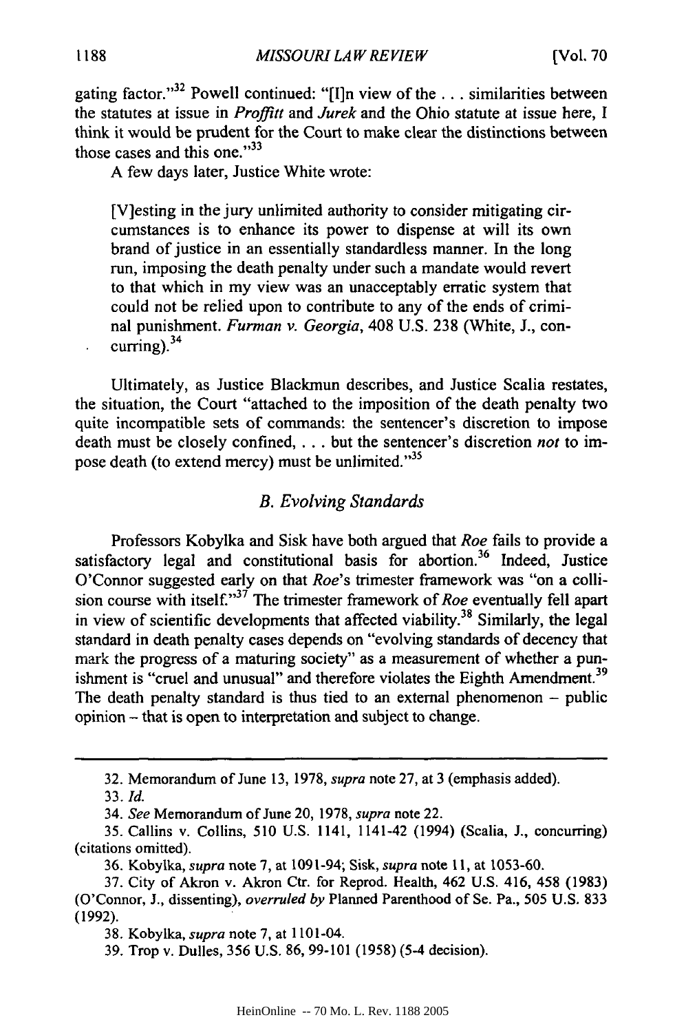gating factor."[32] Powell continued: "[I]n view of the . . . similarities between the statutes at issue in *Proffitt* and *Jurek* and the Ohio statute at issue here, I think it would be prudent for the Court to make clear the distinctions between those cases and this one."[33]

A few days later, Justice White wrote:

> [V]esting in the jury unlimited authority to consider mitigating circumstances is to enhance its power to dispense at will its own brand of justice in an essentially standardless manner. In the long run, imposing the death penalty under such a mandate would revert to that which in my view was an unacceptably erratic system that could not be relied upon to contribute to any of the ends of criminal punishment. *Furman v. Georgia*, 408 U.S. 238 (White, J., concurring).[34]

Ultimately, as Justice Blackmun describes, and Justice Scalia restates, the situation, the Court "attached to the imposition of the death penalty two quite incompatible sets of commands: the sentencer's discretion to impose death must be closely confined, . . . but the sentencer's discretion *not* to impose death (to extend mercy) must be unlimited."[35]

### *B. Evolving Standards*

Professors Kobylka and Sisk have both argued that *Roe* fails to provide a satisfactory legal and constitutional basis for abortion.[36] Indeed, Justice O'Connor suggested early on that *Roe*'s trimester framework was "on a collision course with itself."[37] The trimester framework of *Roe* eventually fell apart in view of scientific developments that affected viability.[38] Similarly, the legal standard in death penalty cases depends on "evolving standards of decency that mark the progress of a maturing society" as a measurement of whether a punishment is "cruel and unusual" and therefore violates the Eighth Amendment.[39] The death penalty standard is thus tied to an external phenomenon – public opinion – that is open to interpretation and subject to change.

---

32. Memorandum of June 13, 1978, *supra* note 27, at 3 (emphasis added).

33. *Id.*

34. *See* Memorandum of June 20, 1978, *supra* note 22.

35. Callins v. Collins, 510 U.S. 1141, 1141-42 (1994) (Scalia, J., concurring) (citations omitted).

36. Kobylka, *supra* note 7, at 1091-94; Sisk, *supra* note 11, at 1053-60.

37. City of Akron v. Akron Ctr. for Reprod. Health, 462 U.S. 416, 458 (1983) (O'Connor, J., dissenting), *overruled by* Planned Parenthood of Se. Pa., 505 U.S. 833 (1992).

38. Kobylka, *supra* note 7, at 1101-04.

39. Trop v. Dulles, 356 U.S. 86, 99-101 (1958) (5-4 decision).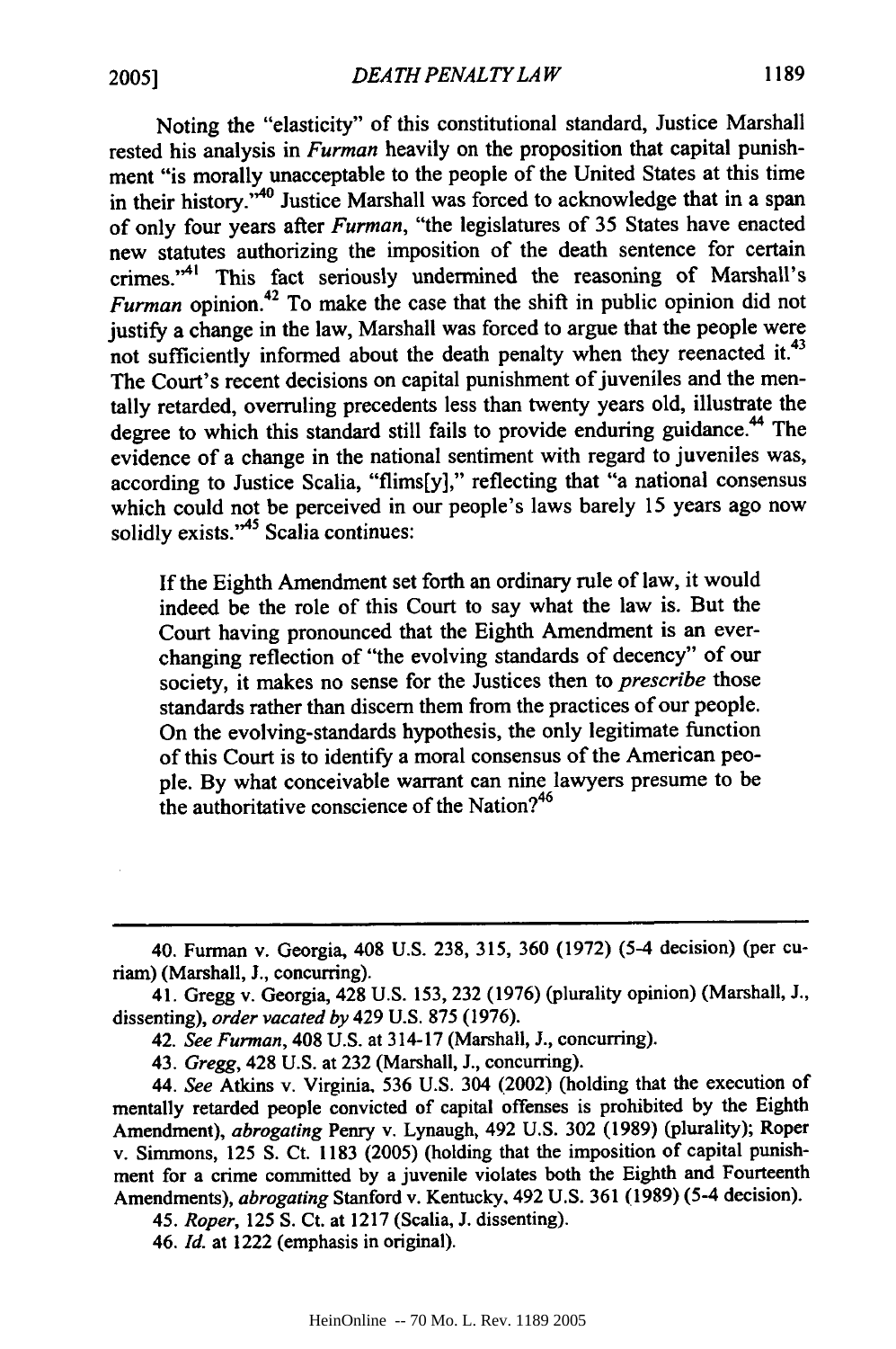Noting the "elasticity" of this constitutional standard, Justice Marshall rested his analysis in *Furman* heavily on the proposition that capital punishment "is morally unacceptable to the people of the United States at this time in their history."[40] Justice Marshall was forced to acknowledge that in a span of only four years after *Furman*, "the legislatures of 35 States have enacted new statutes authorizing the imposition of the death sentence for certain crimes."[41] This fact seriously undermined the reasoning of Marshall's *Furman* opinion.[42] To make the case that the shift in public opinion did not justify a change in the law, Marshall was forced to argue that the people were not sufficiently informed about the death penalty when they reenacted it.[43] The Court's recent decisions on capital punishment of juveniles and the mentally retarded, overruling precedents less than twenty years old, illustrate the degree to which this standard still fails to provide enduring guidance.[44] The evidence of a change in the national sentiment with regard to juveniles was, according to Justice Scalia, "flims[y]," reflecting that "a national consensus which could not be perceived in our people's laws barely 15 years ago now solidly exists."[45] Scalia continues:

> If the Eighth Amendment set forth an ordinary rule of law, it would indeed be the role of this Court to say what the law is. But the Court having pronounced that the Eighth Amendment is an ever-changing reflection of "the evolving standards of decency" of our society, it makes no sense for the Justices then to *prescribe* those standards rather than discern them from the practices of our people. On the evolving-standards hypothesis, the only legitimate function of this Court is to identify a moral consensus of the American people. By what conceivable warrant can nine lawyers presume to be the authoritative conscience of the Nation?[46]

---

40. Furman v. Georgia, 408 U.S. 238, 315, 360 (1972) (5-4 decision) (per curiam) (Marshall, J., concurring).

41. Gregg v. Georgia, 428 U.S. 153, 232 (1976) (plurality opinion) (Marshall, J., dissenting), *order vacated by* 429 U.S. 875 (1976).

42. *See Furman*, 408 U.S. at 314-17 (Marshall, J., concurring).

43. *Gregg*, 428 U.S. at 232 (Marshall, J., concurring).

44. *See* Atkins v. Virginia, 536 U.S. 304 (2002) (holding that the execution of mentally retarded people convicted of capital offenses is prohibited by the Eighth Amendment), *abrogating* Penry v. Lynaugh, 492 U.S. 302 (1989) (plurality); Roper v. Simmons, 125 S. Ct. 1183 (2005) (holding that the imposition of capital punishment for a crime committed by a juvenile violates both the Eighth and Fourteenth Amendments), *abrogating* Stanford v. Kentucky, 492 U.S. 361 (1989) (5-4 decision).

45. *Roper*, 125 S. Ct. at 1217 (Scalia, J. dissenting).

46. *Id.* at 1222 (emphasis in original).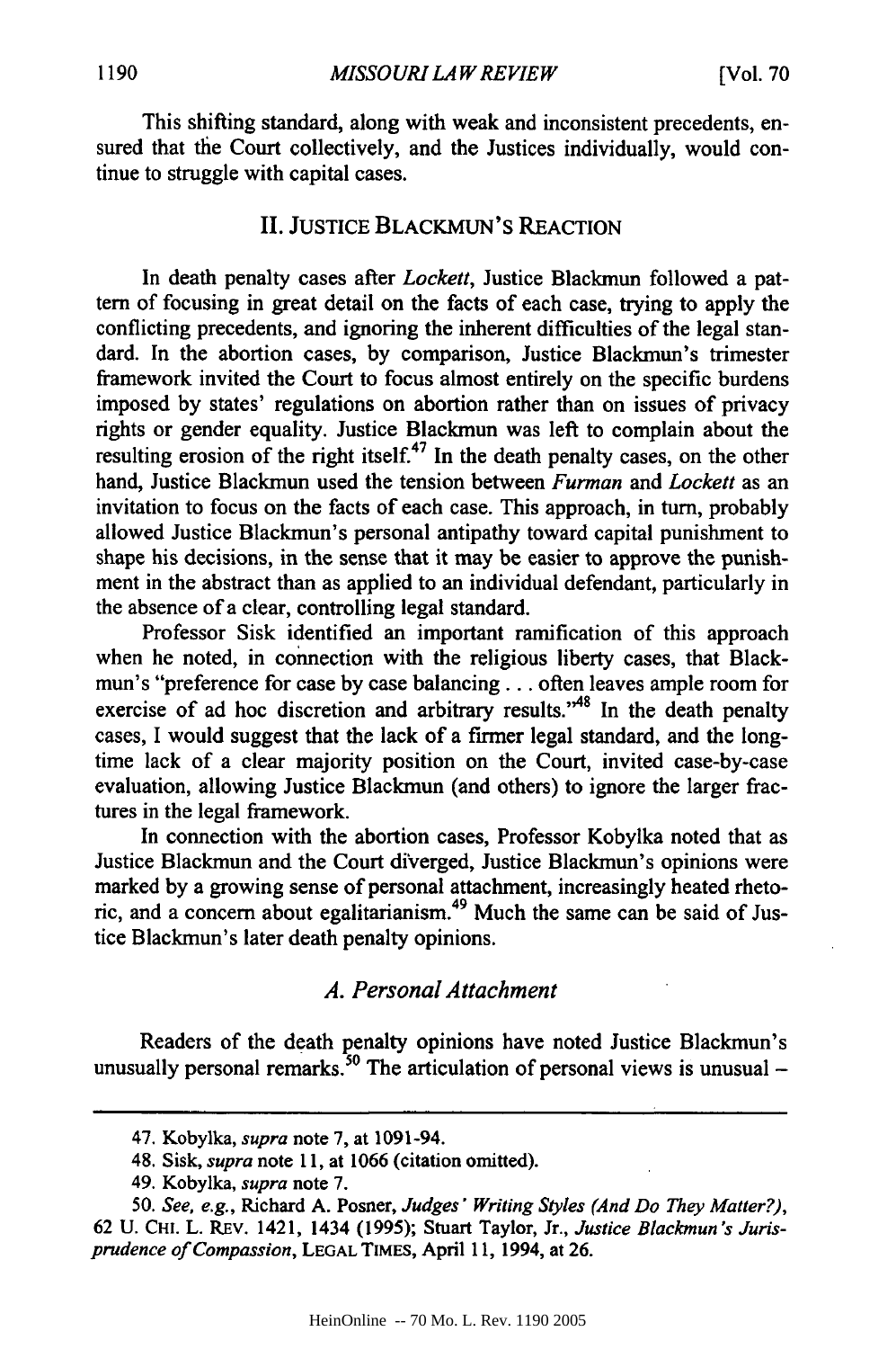This shifting standard, along with weak and inconsistent precedents, ensured that the Court collectively, and the Justices individually, would continue to struggle with capital cases.

## II. JUSTICE BLACKMUN'S REACTION

In death penalty cases after *Lockett*, Justice Blackmun followed a pattern of focusing in great detail on the facts of each case, trying to apply the conflicting precedents, and ignoring the inherent difficulties of the legal standard. In the abortion cases, by comparison, Justice Blackmun's trimester framework invited the Court to focus almost entirely on the specific burdens imposed by states' regulations on abortion rather than on issues of privacy rights or gender equality. Justice Blackmun was left to complain about the resulting erosion of the right itself.[47] In the death penalty cases, on the other hand, Justice Blackmun used the tension between *Furman* and *Lockett* as an invitation to focus on the facts of each case. This approach, in turn, probably allowed Justice Blackmun's personal antipathy toward capital punishment to shape his decisions, in the sense that it may be easier to approve the punishment in the abstract than as applied to an individual defendant, particularly in the absence of a clear, controlling legal standard.

Professor Sisk identified an important ramification of this approach when he noted, in connection with the religious liberty cases, that Blackmun's "preference for case by case balancing . . . often leaves ample room for exercise of ad hoc discretion and arbitrary results."[48] In the death penalty cases, I would suggest that the lack of a firmer legal standard, and the long-time lack of a clear majority position on the Court, invited case-by-case evaluation, allowing Justice Blackmun (and others) to ignore the larger fractures in the legal framework.

In connection with the abortion cases, Professor Kobylka noted that as Justice Blackmun and the Court diverged, Justice Blackmun's opinions were marked by a growing sense of personal attachment, increasingly heated rhetoric, and a concern about egalitarianism.[49] Much the same can be said of Justice Blackmun's later death penalty opinions.

### *A. Personal Attachment*

Readers of the death penalty opinions have noted Justice Blackmun's unusually personal remarks.[50] The articulation of personal views is unusual –

47. Kobylka, *supra* note 7, at 1091-94.

48. Sisk, *supra* note 11, at 1066 (citation omitted).

49. Kobylka, *supra* note 7.

50. *See, e.g.*, Richard A. Posner, *Judges' Writing Styles (And Do They Matter?)*, 62 U. CHI. L. REV. 1421, 1434 (1995); Stuart Taylor, Jr., *Justice Blackmun's Jurisprudence of Compassion*, LEGAL TIMES, April 11, 1994, at 26.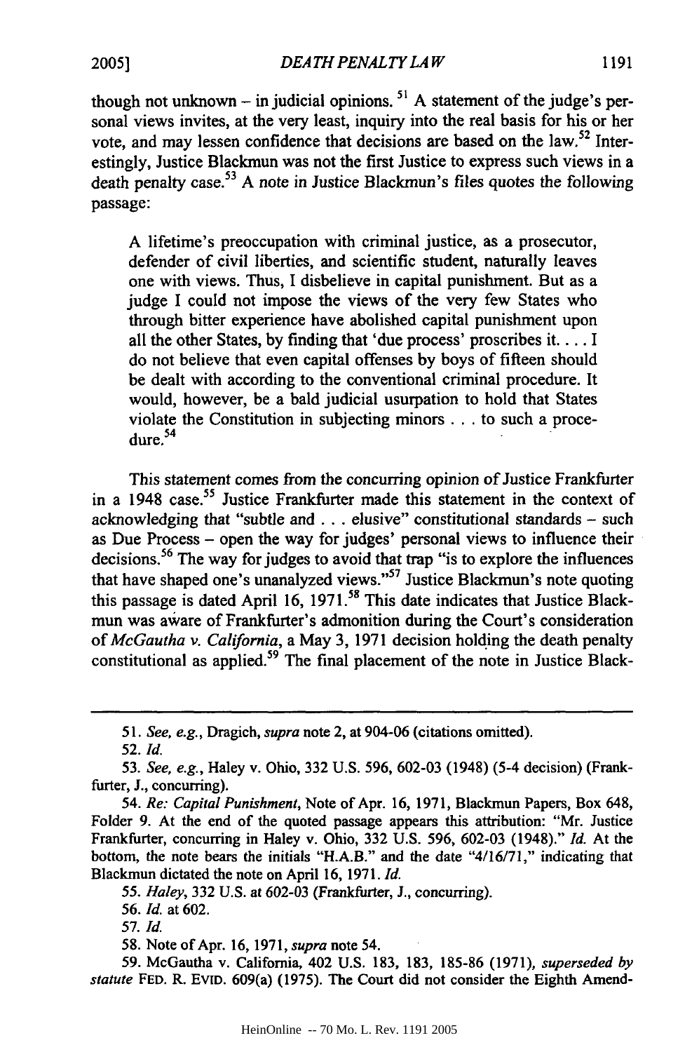though not unknown – in judicial opinions.[51] A statement of the judge's personal views invites, at the very least, inquiry into the real basis for his or her vote, and may lessen confidence that decisions are based on the law.[52] Interestingly, Justice Blackmun was not the first Justice to express such views in a death penalty case.[53] A note in Justice Blackmun's files quotes the following passage:

> A lifetime's preoccupation with criminal justice, as a prosecutor, defender of civil liberties, and scientific student, naturally leaves one with views. Thus, I disbelieve in capital punishment. But as a judge I could not impose the views of the very few States who through bitter experience have abolished capital punishment upon all the other States, by finding that 'due process' proscribes it. . . . I do not believe that even capital offenses by boys of fifteen should be dealt with according to the conventional criminal procedure. It would, however, be a bald judicial usurpation to hold that States violate the Constitution in subjecting minors . . . to such a procedure.[54]

This statement comes from the concurring opinion of Justice Frankfurter in a 1948 case.[55] Justice Frankfurter made this statement in the context of acknowledging that "subtle and . . . elusive" constitutional standards – such as Due Process – open the way for judges' personal views to influence their decisions.[56] The way for judges to avoid that trap "is to explore the influences that have shaped one's unanalyzed views."[57] Justice Blackmun's note quoting this passage is dated April 16, 1971.[58] This date indicates that Justice Blackmun was aware of Frankfurter's admonition during the Court's consideration of *McGautha v. California*, a May 3, 1971 decision holding the death penalty constitutional as applied.[59] The final placement of the note in Justice Black-

---

51. *See, e.g.*, Dragich, *supra* note 2, at 904-06 (citations omitted).

52. *Id.*

53. *See, e.g.*, Haley v. Ohio, 332 U.S. 596, 602-03 (1948) (5-4 decision) (Frankfurter, J., concurring).

54. *Re: Capital Punishment*, Note of Apr. 16, 1971, Blackmun Papers, Box 648, Folder 9. At the end of the quoted passage appears this attribution: "Mr. Justice Frankfurter, concurring in Haley v. Ohio, 332 U.S. 596, 602-03 (1948)." *Id.* At the bottom, the note bears the initials "H.A.B." and the date "4/16/71," indicating that Blackmun dictated the note on April 16, 1971. *Id.*

55. *Haley*, 332 U.S. at 602-03 (Frankfurter, J., concurring).

56. *Id.* at 602.

57. *Id.*

58. Note of Apr. 16, 1971, *supra* note 54.

59. McGautha v. California, 402 U.S. 183, 183, 185-86 (1971), *superseded by statute* FED. R. EVID. 609(a) (1975). The Court did not consider the Eighth Amend-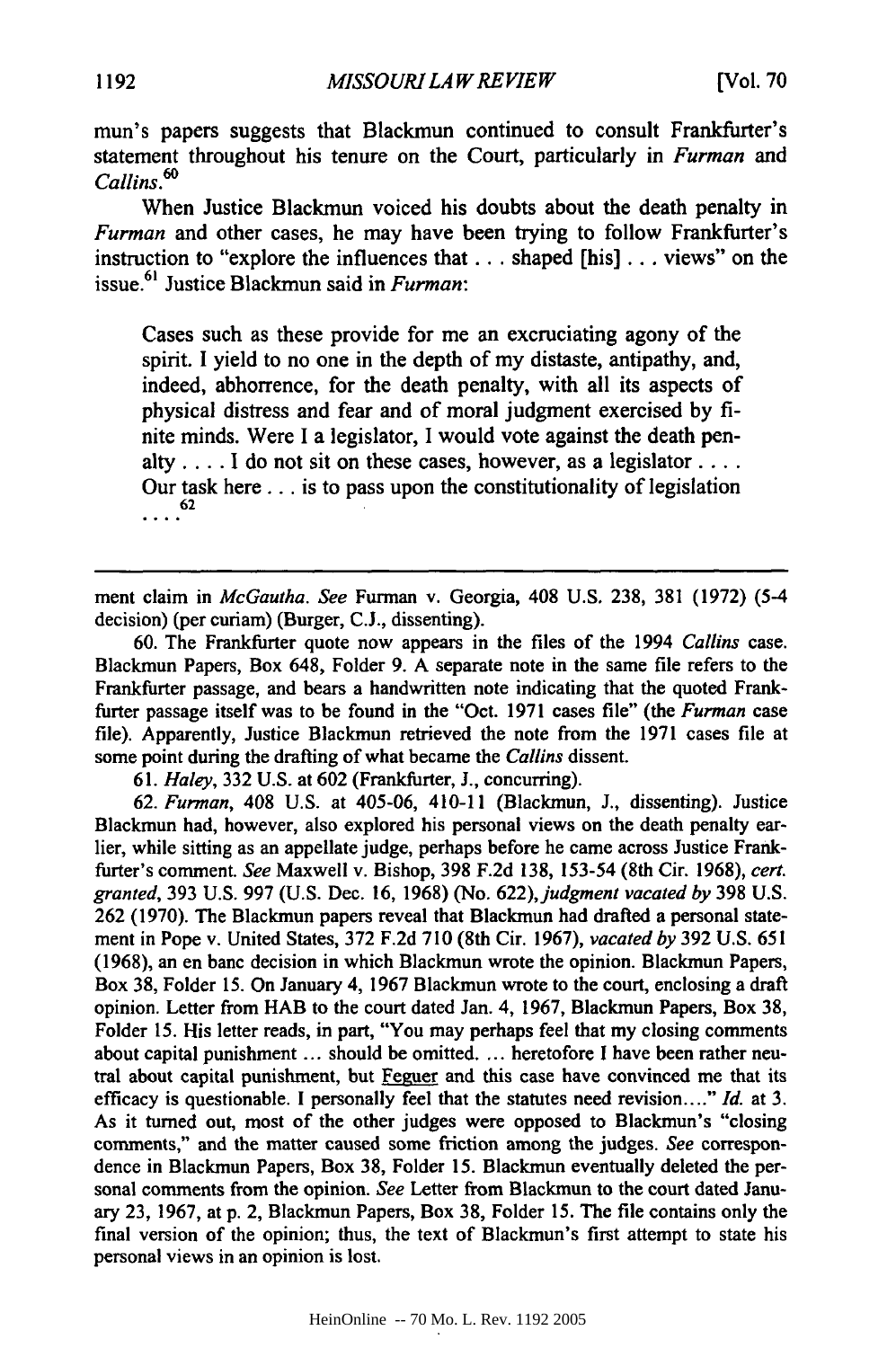mun's papers suggests that Blackmun continued to consult Frankfurter's statement throughout his tenure on the Court, particularly in *Furman* and *Callins*.[60]

When Justice Blackmun voiced his doubts about the death penalty in *Furman* and other cases, he may have been trying to follow Frankfurter's instruction to "explore the influences that . . . shaped [his] . . . views" on the issue.[61] Justice Blackmun said in *Furman*:

> Cases such as these provide for me an excruciating agony of the spirit. I yield to no one in the depth of my distaste, antipathy, and, indeed, abhorrence, for the death penalty, with all its aspects of physical distress and fear and of moral judgment exercised by finite minds. Were I a legislator, I would vote against the death penalty . . . . I do not sit on these cases, however, as a legislator . . . . Our task here . . . is to pass upon the constitutionality of legislation . . . .[62]

---

ment claim in *McGautha*. *See* Furman v. Georgia, 408 U.S. 238, 381 (1972) (5-4 decision) (per curiam) (Burger, C.J., dissenting).

60. The Frankfurter quote now appears in the files of the 1994 *Callins* case. Blackmun Papers, Box 648, Folder 9. A separate note in the same file refers to the Frankfurter passage, and bears a handwritten note indicating that the quoted Frankfurter passage itself was to be found in the "Oct. 1971 cases file" (the *Furman* case file). Apparently, Justice Blackmun retrieved the note from the 1971 cases file at some point during the drafting of what became the *Callins* dissent.

61. *Haley*, 332 U.S. at 602 (Frankfurter, J., concurring).

62. *Furman*, 408 U.S. at 405-06, 410-11 (Blackmun, J., dissenting). Justice Blackmun had, however, also explored his personal views on the death penalty earlier, while sitting as an appellate judge, perhaps before he came across Justice Frankfurter's comment. *See* Maxwell v. Bishop, 398 F.2d 138, 153-54 (8th Cir. 1968), *cert. granted*, 393 U.S. 997 (U.S. Dec. 16, 1968) (No. 622), *judgment vacated by* 398 U.S. 262 (1970). The Blackmun papers reveal that Blackmun had drafted a personal statement in Pope v. United States, 372 F.2d 710 (8th Cir. 1967), *vacated by* 392 U.S. 651 (1968), an en banc decision in which Blackmun wrote the opinion. Blackmun Papers, Box 38, Folder 15. On January 4, 1967 Blackmun wrote to the court, enclosing a draft opinion. Letter from HAB to the court dated Jan. 4, 1967, Blackmun Papers, Box 38, Folder 15. His letter reads, in part, "You may perhaps feel that my closing comments about capital punishment ... should be omitted. ... heretofore I have been rather neutral about capital punishment, but Feguer and this case have convinced me that its efficacy is questionable. I personally feel that the statutes need revision...." *Id.* at 3. As it turned out, most of the other judges were opposed to Blackmun's "closing comments," and the matter caused some friction among the judges. *See* correspondence in Blackmun Papers, Box 38, Folder 15. Blackmun eventually deleted the personal comments from the opinion. *See* Letter from Blackmun to the court dated January 23, 1967, at p. 2, Blackmun Papers, Box 38, Folder 15. The file contains only the final version of the opinion; thus, the text of Blackmun's first attempt to state his personal views in an opinion is lost.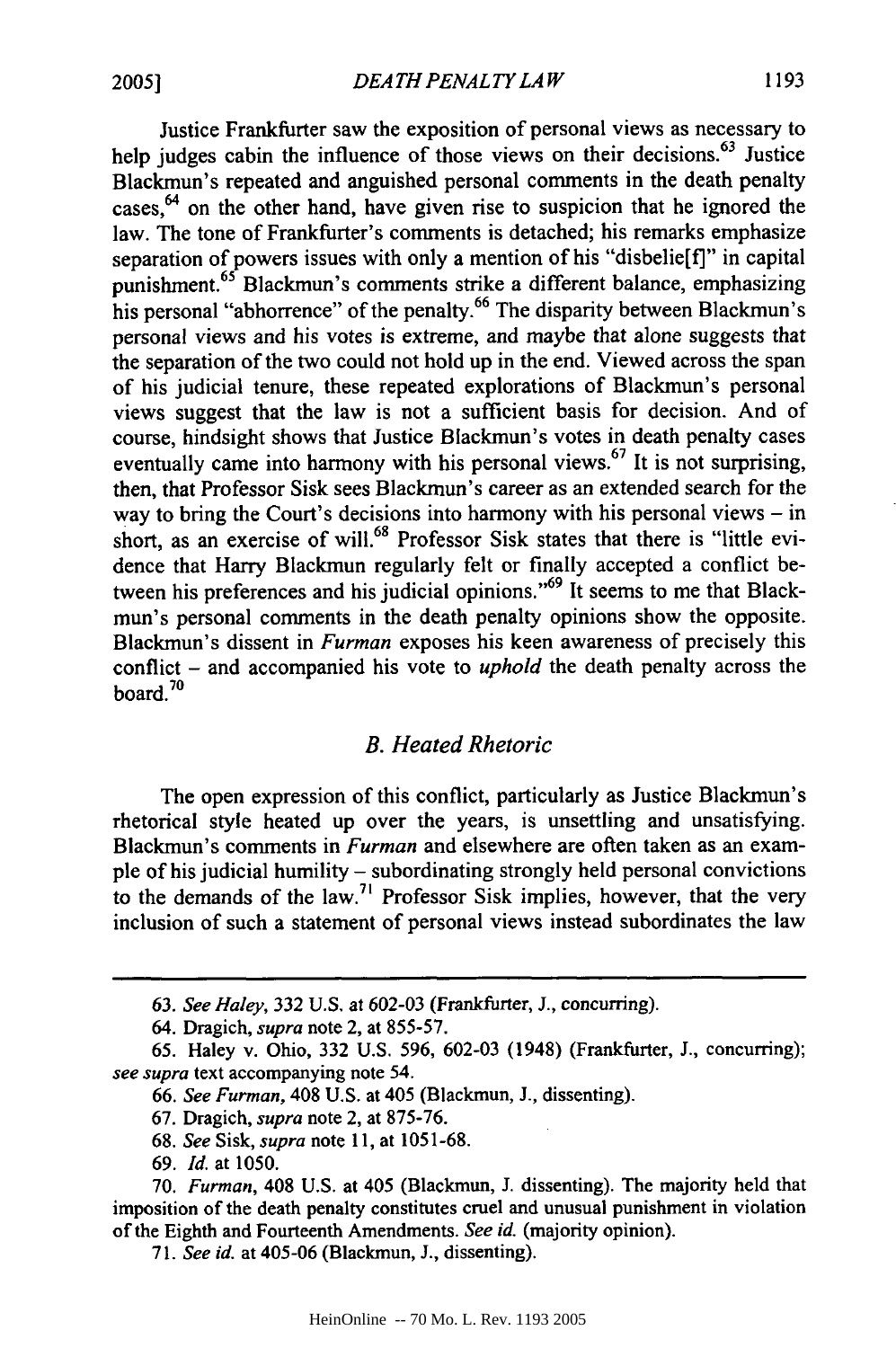Justice Frankfurter saw the exposition of personal views as necessary to help judges cabin the influence of those views on their decisions.[63] Justice Blackmun's repeated and anguished personal comments in the death penalty cases,[64] on the other hand, have given rise to suspicion that he ignored the law. The tone of Frankfurter's comments is detached; his remarks emphasize separation of powers issues with only a mention of his "disbelie[f]" in capital punishment.[65] Blackmun's comments strike a different balance, emphasizing his personal "abhorrence" of the penalty.[66] The disparity between Blackmun's personal views and his votes is extreme, and maybe that alone suggests that the separation of the two could not hold up in the end. Viewed across the span of his judicial tenure, these repeated explorations of Blackmun's personal views suggest that the law is not a sufficient basis for decision. And of course, hindsight shows that Justice Blackmun's votes in death penalty cases eventually came into harmony with his personal views.[67] It is not surprising, then, that Professor Sisk sees Blackmun's career as an extended search for the way to bring the Court's decisions into harmony with his personal views – in short, as an exercise of will.[68] Professor Sisk states that there is "little evidence that Harry Blackmun regularly felt or finally accepted a conflict between his preferences and his judicial opinions."[69] It seems to me that Blackmun's personal comments in the death penalty opinions show the opposite. Blackmun's dissent in *Furman* exposes his keen awareness of precisely this conflict – and accompanied his vote to *uphold* the death penalty across the board.[70]

## *B. Heated Rhetoric*

The open expression of this conflict, particularly as Justice Blackmun's rhetorical style heated up over the years, is unsettling and unsatisfying. Blackmun's comments in *Furman* and elsewhere are often taken as an example of his judicial humility – subordinating strongly held personal convictions to the demands of the law.[71] Professor Sisk implies, however, that the very inclusion of such a statement of personal views instead subordinates the law

---

63. *See Haley*, 332 U.S. at 602-03 (Frankfurter, J., concurring).

64. Dragich, *supra* note 2, at 855-57.

65. Haley v. Ohio, 332 U.S. 596, 602-03 (1948) (Frankfurter, J., concurring); *see supra* text accompanying note 54.

66. *See Furman*, 408 U.S. at 405 (Blackmun, J., dissenting).

67. Dragich, *supra* note 2, at 875-76.

68. *See* Sisk, *supra* note 11, at 1051-68.

69. *Id.* at 1050.

70. *Furman*, 408 U.S. at 405 (Blackmun, J. dissenting). The majority held that imposition of the death penalty constitutes cruel and unusual punishment in violation of the Eighth and Fourteenth Amendments. *See id.* (majority opinion).

71. *See id.* at 405-06 (Blackmun, J., dissenting).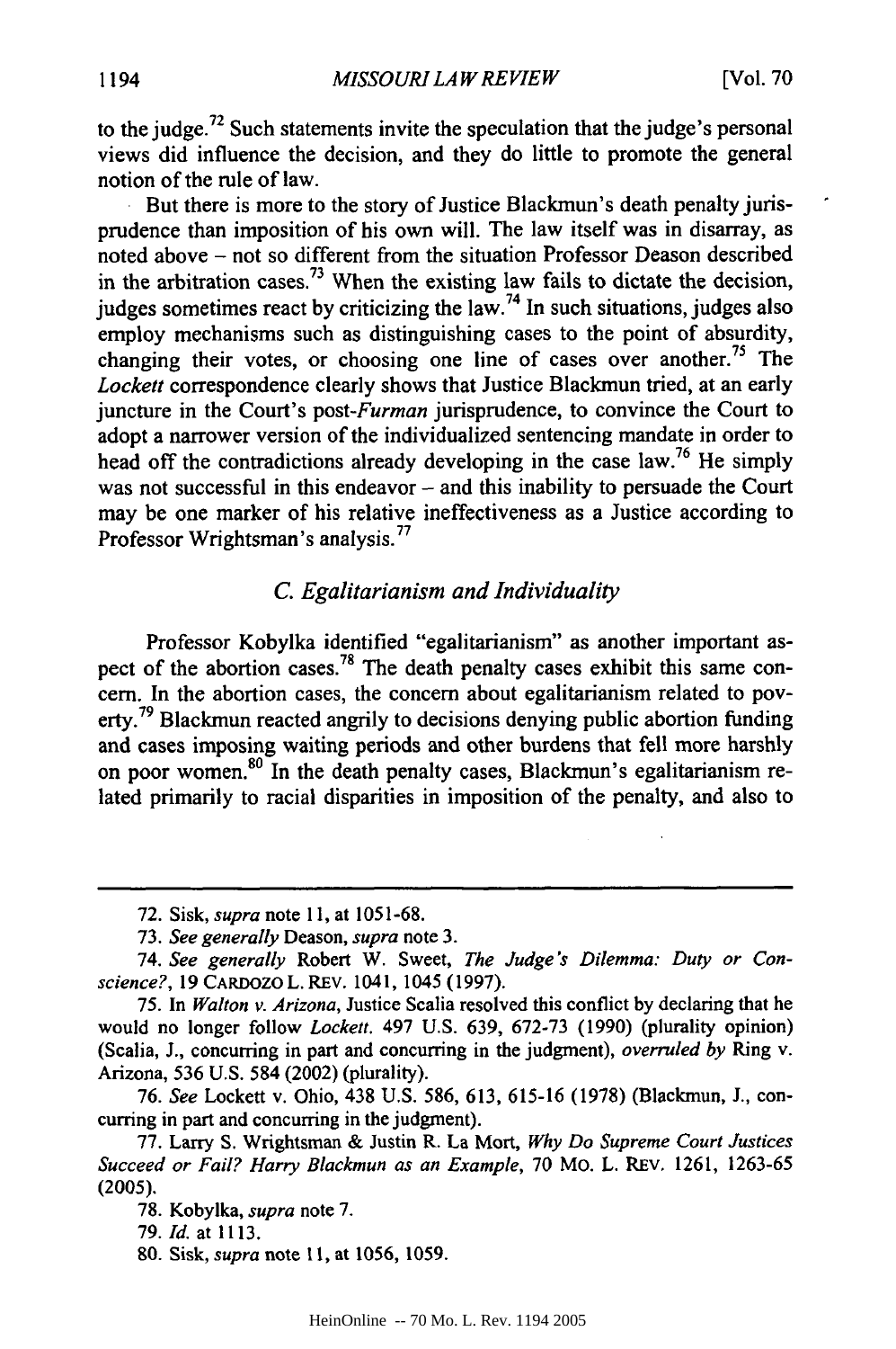to the judge.[72] Such statements invite the speculation that the judge's personal views did influence the decision, and they do little to promote the general notion of the rule of law.

But there is more to the story of Justice Blackmun's death penalty jurisprudence than imposition of his own will. The law itself was in disarray, as noted above – not so different from the situation Professor Deason described in the arbitration cases.[73] When the existing law fails to dictate the decision, judges sometimes react by criticizing the law.[74] In such situations, judges also employ mechanisms such as distinguishing cases to the point of absurdity, changing their votes, or choosing one line of cases over another.[75] The *Lockett* correspondence clearly shows that Justice Blackmun tried, at an early juncture in the Court's post-*Furman* jurisprudence, to convince the Court to adopt a narrower version of the individualized sentencing mandate in order to head off the contradictions already developing in the case law.[76] He simply was not successful in this endeavor – and this inability to persuade the Court may be one marker of his relative ineffectiveness as a Justice according to Professor Wrightsman's analysis.[77]

### *C. Egalitarianism and Individuality*

Professor Kobylka identified "egalitarianism" as another important aspect of the abortion cases.[78] The death penalty cases exhibit this same concern. In the abortion cases, the concern about egalitarianism related to poverty.[79] Blackmun reacted angrily to decisions denying public abortion funding and cases imposing waiting periods and other burdens that fell more harshly on poor women.[80] In the death penalty cases, Blackmun's egalitarianism related primarily to racial disparities in imposition of the penalty, and also to

---

72. Sisk, *supra* note 11, at 1051-68.

73. *See generally* Deason, *supra* note 3.

74. *See generally* Robert W. Sweet, *The Judge's Dilemma: Duty or Conscience?*, 19 CARDOZO L. REV. 1041, 1045 (1997).

75. In *Walton v. Arizona*, Justice Scalia resolved this conflict by declaring that he would no longer follow *Lockett*. 497 U.S. 639, 672-73 (1990) (plurality opinion) (Scalia, J., concurring in part and concurring in the judgment), *overruled by* Ring v. Arizona, 536 U.S. 584 (2002) (plurality).

76. *See* Lockett v. Ohio, 438 U.S. 586, 613, 615-16 (1978) (Blackmun, J., concurring in part and concurring in the judgment).

77. Larry S. Wrightsman & Justin R. La Mort, *Why Do Supreme Court Justices Succeed or Fail? Harry Blackmun as an Example*, 70 MO. L. REV. 1261, 1263-65 (2005).

78. Kobylka, *supra* note 7.

79. *Id.* at 1113.

80. Sisk, *supra* note 11, at 1056, 1059.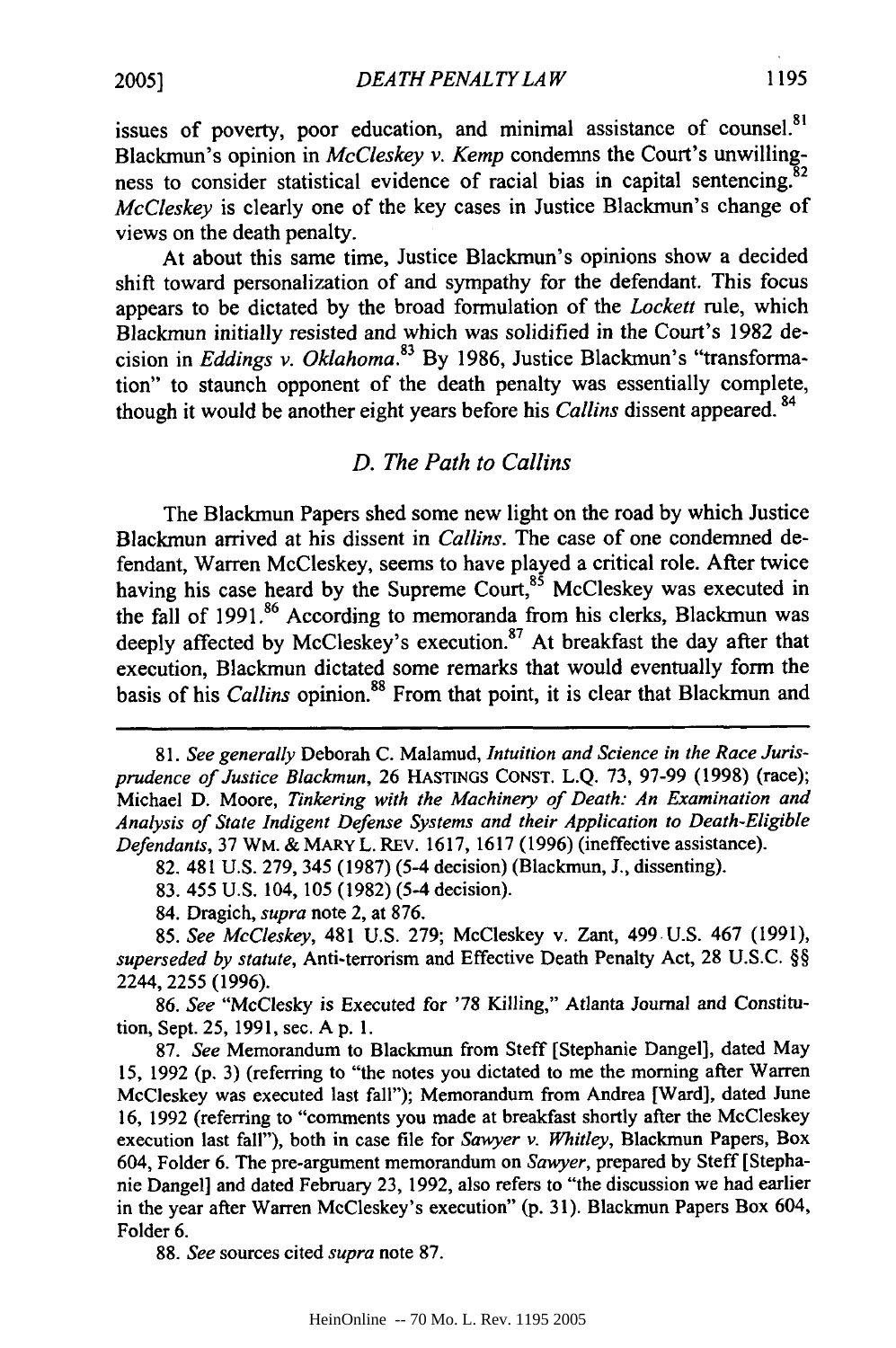issues of poverty, poor education, and minimal assistance of counsel.[81] Blackmun's opinion in *McCleskey v. Kemp* condemns the Court's unwillingness to consider statistical evidence of racial bias in capital sentencing.[82] *McCleskey* is clearly one of the key cases in Justice Blackmun's change of views on the death penalty.

At about this same time, Justice Blackmun's opinions show a decided shift toward personalization of and sympathy for the defendant. This focus appears to be dictated by the broad formulation of the *Lockett* rule, which Blackmun initially resisted and which was solidified in the Court's 1982 decision in *Eddings v. Oklahoma*.[83] By 1986, Justice Blackmun's "transformation" to staunch opponent of the death penalty was essentially complete, though it would be another eight years before his *Callins* dissent appeared.[84]

### D. The Path to Callins

The Blackmun Papers shed some new light on the road by which Justice Blackmun arrived at his dissent in *Callins*. The case of one condemned defendant, Warren McCleskey, seems to have played a critical role. After twice having his case heard by the Supreme Court,[85] McCleskey was executed in the fall of 1991.[86] According to memoranda from his clerks, Blackmun was deeply affected by McCleskey's execution.[87] At breakfast the day after that execution, Blackmun dictated some remarks that would eventually form the basis of his *Callins* opinion.[88] From that point, it is clear that Blackmun and

---

81. *See generally* Deborah C. Malamud, *Intuition and Science in the Race Jurisprudence of Justice Blackmun*, 26 HASTINGS CONST. L.Q. 73, 97-99 (1998) (race); Michael D. Moore, *Tinkering with the Machinery of Death: An Examination and Analysis of State Indigent Defense Systems and their Application to Death-Eligible Defendants*, 37 WM. & MARY L. REV. 1617, 1617 (1996) (ineffective assistance).

82. 481 U.S. 279, 345 (1987) (5-4 decision) (Blackmun, J., dissenting).

83. 455 U.S. 104, 105 (1982) (5-4 decision).

84. Dragich, *supra* note 2, at 876.

85. *See McCleskey*, 481 U.S. 279; McCleskey v. Zant, 499 U.S. 467 (1991), *superseded by statute*, Anti-terrorism and Effective Death Penalty Act, 28 U.S.C. §§ 2244, 2255 (1996).

86. *See* "McClesky is Executed for '78 Killing," Atlanta Journal and Constitution, Sept. 25, 1991, sec. A p. 1.

87. *See* Memorandum to Blackmun from Steff [Stephanie Dangel], dated May 15, 1992 (p. 3) (referring to "the notes you dictated to me the morning after Warren McCleskey was executed last fall"); Memorandum from Andrea [Ward], dated June 16, 1992 (referring to "comments you made at breakfast shortly after the McCleskey execution last fall"), both in case file for *Sawyer v. Whitley*, Blackmun Papers, Box 604, Folder 6. The pre-argument memorandum on *Sawyer*, prepared by Steff [Stephanie Dangel] and dated February 23, 1992, also refers to "the discussion we had earlier in the year after Warren McCleskey's execution" (p. 31). Blackmun Papers Box 604, Folder 6.

88. *See* sources cited *supra* note 87.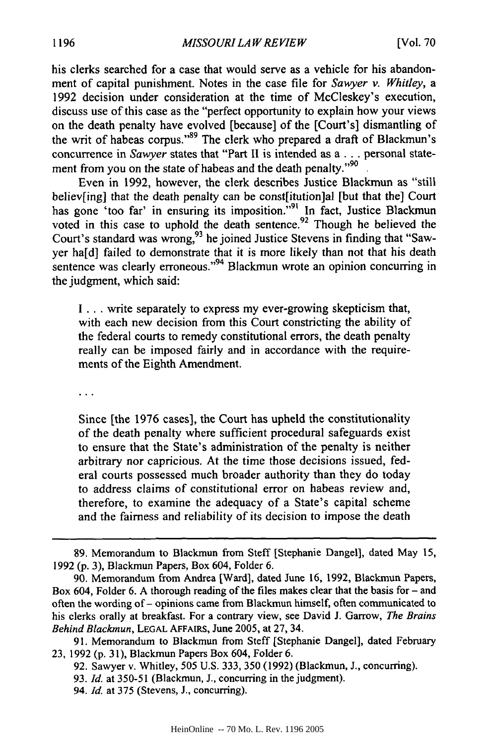his clerks searched for a case that would serve as a vehicle for his abandonment of capital punishment. Notes in the case file for *Sawyer v. Whitley*, a 1992 decision under consideration at the time of McCleskey's execution, discuss use of this case as the "perfect opportunity to explain how your views on the death penalty have evolved [because] of the [Court's] dismantling of the writ of habeas corpus."[89] The clerk who prepared a draft of Blackmun's concurrence in *Sawyer* states that "Part II is intended as a . . . personal statement from you on the state of habeas and the death penalty."[90]

Even in 1992, however, the clerk describes Justice Blackmun as "still believ[ing] that the death penalty can be const[itution]al [but that the] Court has gone 'too far' in ensuring its imposition."[91] In fact, Justice Blackmun voted in this case to uphold the death sentence.[92] Though he believed the Court's standard was wrong,[93] he joined Justice Stevens in finding that "Sawyer ha[d] failed to demonstrate that it is more likely than not that his death sentence was clearly erroneous."[94] Blackmun wrote an opinion concurring in the judgment, which said:

> I . . . write separately to express my ever-growing skepticism that, with each new decision from this Court constricting the ability of the federal courts to remedy constitutional errors, the death penalty really can be imposed fairly and in accordance with the requirements of the Eighth Amendment.
>
> . . .
>
> Since [the 1976 cases], the Court has upheld the constitutionality of the death penalty where sufficient procedural safeguards exist to ensure that the State's administration of the penalty is neither arbitrary nor capricious. At the time those decisions issued, federal courts possessed much broader authority than they do today to address claims of constitutional error on habeas review and, therefore, to examine the adequacy of a State's capital scheme and the fairness and reliability of its decision to impose the death

---

89. Memorandum to Blackmun from Steff [Stephanie Dangel], dated May 15, 1992 (p. 3), Blackmun Papers, Box 604, Folder 6.

90. Memorandum from Andrea [Ward], dated June 16, 1992, Blackmun Papers, Box 604, Folder 6. A thorough reading of the files makes clear that the basis for – and often the wording of – opinions came from Blackmun himself, often communicated to his clerks orally at breakfast. For a contrary view, see David J. Garrow, *The Brains Behind Blackmun*, LEGAL AFFAIRS, June 2005, at 27, 34.

91. Memorandum to Blackmun from Steff [Stephanie Dangel], dated February 23, 1992 (p. 31), Blackmun Papers Box 604, Folder 6.

92. Sawyer v. Whitley, 505 U.S. 333, 350 (1992) (Blackmun, J., concurring).

93. *Id.* at 350-51 (Blackmun, J., concurring in the judgment).

94. *Id.* at 375 (Stevens, J., concurring).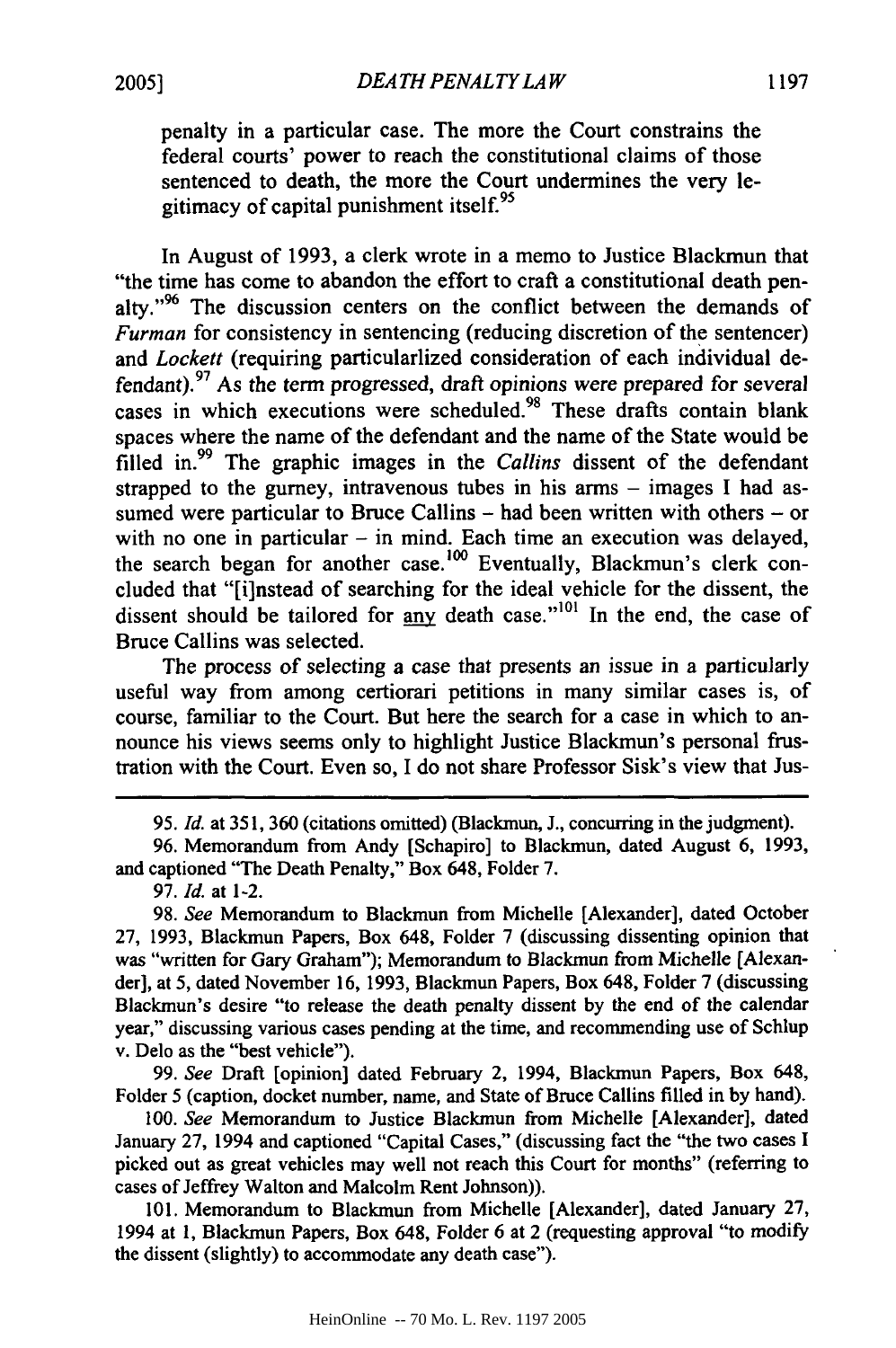penalty in a particular case. The more the Court constrains the federal courts' power to reach the constitutional claims of those sentenced to death, the more the Court undermines the very legitimacy of capital punishment itself.[95]

In August of 1993, a clerk wrote in a memo to Justice Blackmun that "the time has come to abandon the effort to craft a constitutional death penalty."[96] The discussion centers on the conflict between the demands of *Furman* for consistency in sentencing (reducing discretion of the sentencer) and *Lockett* (requiring particularlized consideration of each individual defendant).[97] As the term progressed, draft opinions were prepared for several cases in which executions were scheduled.[98] These drafts contain blank spaces where the name of the defendant and the name of the State would be filled in.[99] The graphic images in the *Callins* dissent of the defendant strapped to the gurney, intravenous tubes in his arms – images I had assumed were particular to Bruce Callins – had been written with others – or with no one in particular – in mind. Each time an execution was delayed, the search began for another case.[100] Eventually, Blackmun's clerk concluded that "[i]nstead of searching for the ideal vehicle for the dissent, the dissent should be tailored for <u>any</u> death case."[101] In the end, the case of Bruce Callins was selected.

The process of selecting a case that presents an issue in a particularly useful way from among certiorari petitions in many similar cases is, of course, familiar to the Court. But here the search for a case in which to announce his views seems only to highlight Justice Blackmun's personal frustration with the Court. Even so, I do not share Professor Sisk's view that Jus-

---

95. *Id.* at 351, 360 (citations omitted) (Blackmun, J., concurring in the judgment).

96. Memorandum from Andy [Schapiro] to Blackmun, dated August 6, 1993, and captioned "The Death Penalty," Box 648, Folder 7.

97. *Id.* at 1-2.

98. *See* Memorandum to Blackmun from Michelle [Alexander], dated October 27, 1993, Blackmun Papers, Box 648, Folder 7 (discussing dissenting opinion that was "written for Gary Graham"); Memorandum to Blackmun from Michelle [Alexander], at 5, dated November 16, 1993, Blackmun Papers, Box 648, Folder 7 (discussing Blackmun's desire "to release the death penalty dissent by the end of the calendar year," discussing various cases pending at the time, and recommending use of Schlup v. Delo as the "best vehicle").

99. *See* Draft [opinion] dated February 2, 1994, Blackmun Papers, Box 648, Folder 5 (caption, docket number, name, and State of Bruce Callins filled in by hand).

100. *See* Memorandum to Justice Blackmun from Michelle [Alexander], dated January 27, 1994 and captioned "Capital Cases," (discussing fact the "the two cases I picked out as great vehicles may well not reach this Court for months" (referring to cases of Jeffrey Walton and Malcolm Rent Johnson)).

101. Memorandum to Blackmun from Michelle [Alexander], dated January 27, 1994 at 1, Blackmun Papers, Box 648, Folder 6 at 2 (requesting approval "to modify the dissent (slightly) to accommodate any death case").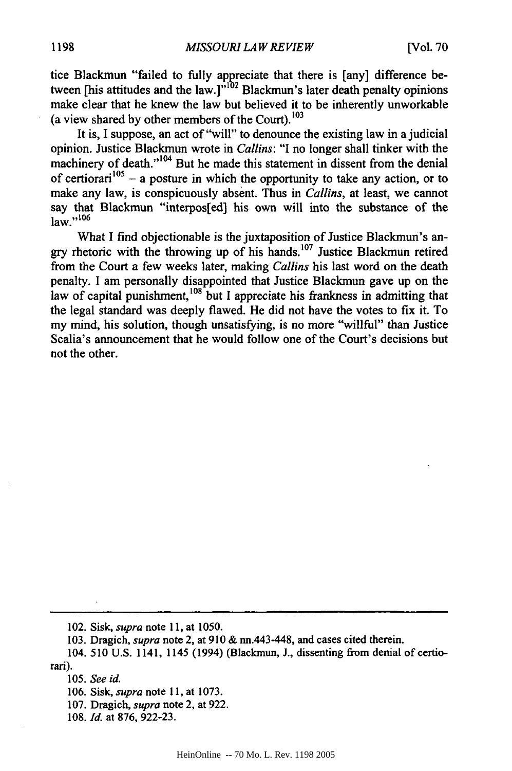tice Blackmun "failed to fully appreciate that there is [any] difference between [his attitudes and the law.]"[102] Blackmun's later death penalty opinions make clear that he knew the law but believed it to be inherently unworkable (a view shared by other members of the Court).[103]

It is, I suppose, an act of "will" to denounce the existing law in a judicial opinion. Justice Blackmun wrote in *Callins*: "I no longer shall tinker with the machinery of death."[104] But he made this statement in dissent from the denial of certiorari[105] – a posture in which the opportunity to take any action, or to make any law, is conspicuously absent. Thus in *Callins*, at least, we cannot say that Blackmun "interpos[ed] his own will into the substance of the law."[106]

What I find objectionable is the juxtaposition of Justice Blackmun's angry rhetoric with the throwing up of his hands.[107] Justice Blackmun retired from the Court a few weeks later, making *Callins* his last word on the death penalty. I am personally disappointed that Justice Blackmun gave up on the law of capital punishment,[108] but I appreciate his frankness in admitting that the legal standard was deeply flawed. He did not have the votes to fix it. To my mind, his solution, though unsatisfying, is no more "willful" than Justice Scalia's announcement that he would follow one of the Court's decisions but not the other.

---

102. Sisk, *supra* note 11, at 1050.

103. Dragich, *supra* note 2, at 910 & nn.443-448, and cases cited therein.

104. 510 U.S. 1141, 1145 (1994) (Blackmun, J., dissenting from denial of certiorari).

105. *See id.*

106. Sisk, *supra* note 11, at 1073.

107. Dragich, *supra* note 2, at 922.

108. *Id.* at 876, 922-23.